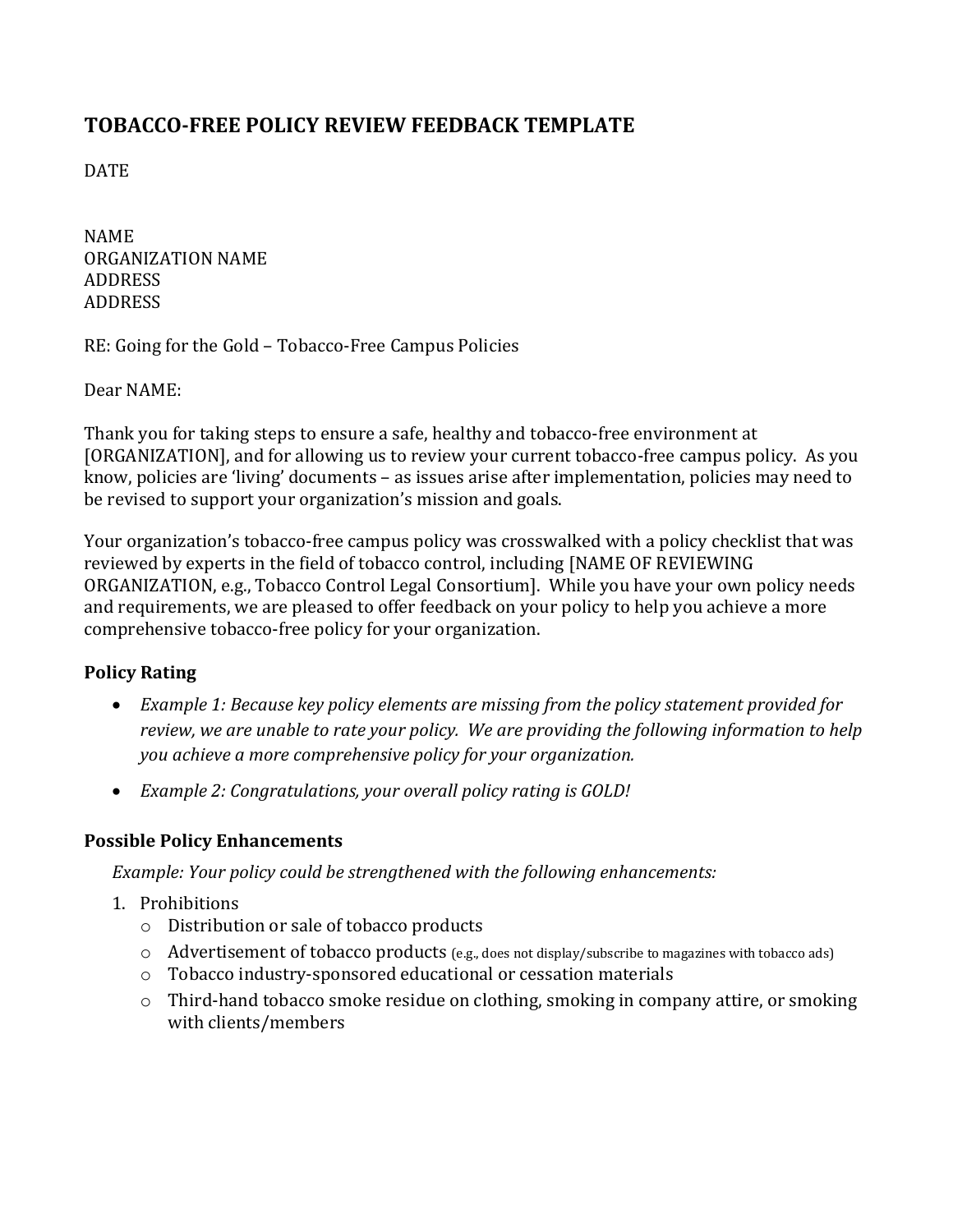# TOBACCO-FREE POLICY REVIEW FEEDBACK TEMPLATE

DATE

NAME
ORGANIZATION NAME
ADDRESS
ADDRESS

RE: Going for the Gold – Tobacco-Free Campus Policies

Dear NAME:

Thank you for taking steps to ensure a safe, healthy and tobacco-free environment at [ORGANIZATION], and for allowing us to review your current tobacco-free campus policy. As you know, policies are 'living' documents – as issues arise after implementation, policies may need to be revised to support your organization's mission and goals.

Your organization's tobacco-free campus policy was crosswalked with a policy checklist that was reviewed by experts in the field of tobacco control, including [NAME OF REVIEWING ORGANIZATION, e.g., Tobacco Control Legal Consortium]. While you have your own policy needs and requirements, we are pleased to offer feedback on your policy to help you achieve a more comprehensive tobacco-free policy for your organization.

### Policy Rating

- *Example 1: Because key policy elements are missing from the policy statement provided for review, we are unable to rate your policy. We are providing the following information to help you achieve a more comprehensive policy for your organization.*
- *Example 2: Congratulations, your overall policy rating is GOLD!*

### Possible Policy Enhancements

*Example: Your policy could be strengthened with the following enhancements:*

1. Prohibitions
   - Distribution or sale of tobacco products
   - Advertisement of tobacco products (e.g., does not display/subscribe to magazines with tobacco ads)
   - Tobacco industry-sponsored educational or cessation materials
   - Third-hand tobacco smoke residue on clothing, smoking in company attire, or smoking with clients/members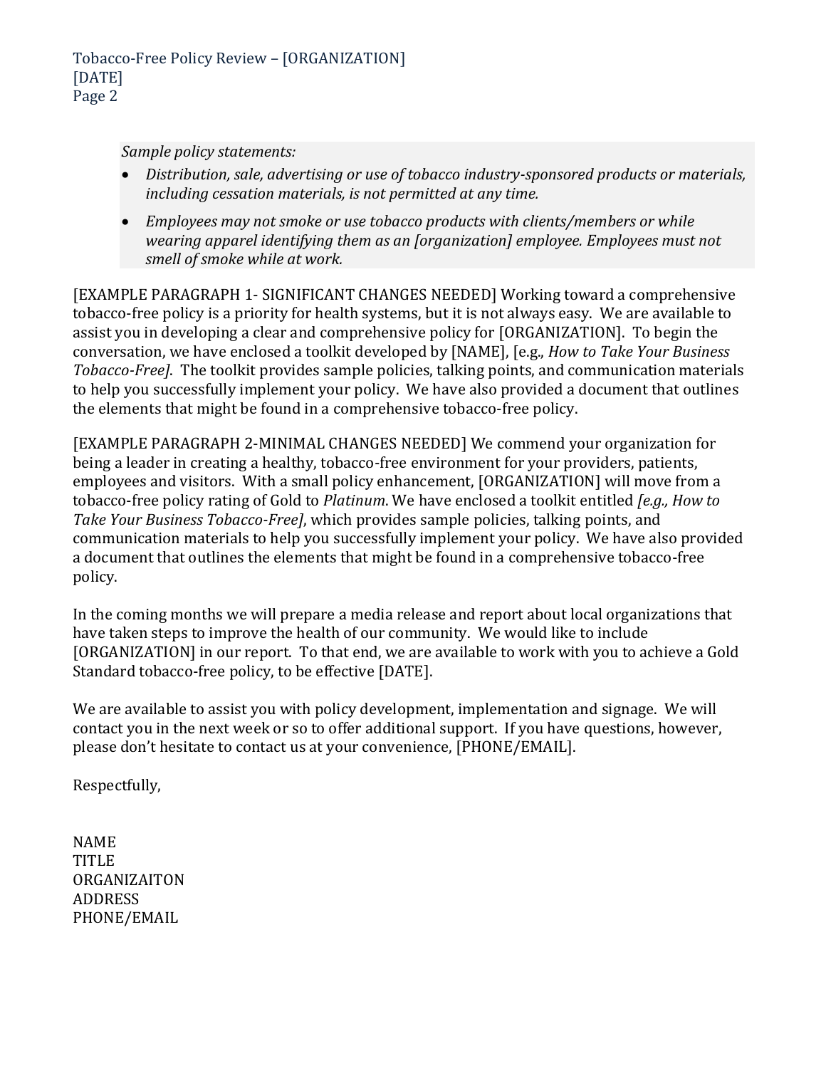*Sample policy statements:*

- *Distribution, sale, advertising or use of tobacco industry-sponsored products or materials, including cessation materials, is not permitted at any time.*
- *Employees may not smoke or use tobacco products with clients/members or while wearing apparel identifying them as an [organization] employee. Employees must not smell of smoke while at work.*

[EXAMPLE PARAGRAPH 1- SIGNIFICANT CHANGES NEEDED] Working toward a comprehensive tobacco-free policy is a priority for health systems, but it is not always easy. We are available to assist you in developing a clear and comprehensive policy for [ORGANIZATION]. To begin the conversation, we have enclosed a toolkit developed by [NAME], [e.g., *How to Take Your Business Tobacco-Free]*. The toolkit provides sample policies, talking points, and communication materials to help you successfully implement your policy. We have also provided a document that outlines the elements that might be found in a comprehensive tobacco-free policy.

[EXAMPLE PARAGRAPH 2-MINIMAL CHANGES NEEDED] We commend your organization for being a leader in creating a healthy, tobacco-free environment for your providers, patients, employees and visitors. With a small policy enhancement, [ORGANIZATION] will move from a tobacco-free policy rating of Gold to *Platinum*. We have enclosed a toolkit entitled *[e.g., How to Take Your Business Tobacco-Free]*, which provides sample policies, talking points, and communication materials to help you successfully implement your policy. We have also provided a document that outlines the elements that might be found in a comprehensive tobacco-free policy.

In the coming months we will prepare a media release and report about local organizations that have taken steps to improve the health of our community. We would like to include [ORGANIZATION] in our report. To that end, we are available to work with you to achieve a Gold Standard tobacco-free policy, to be effective [DATE].

We are available to assist you with policy development, implementation and signage. We will contact you in the next week or so to offer additional support. If you have questions, however, please don't hesitate to contact us at your convenience, [PHONE/EMAIL].

Respectfully,

NAME
TITLE
ORGANIZAITON
ADDRESS
PHONE/EMAIL